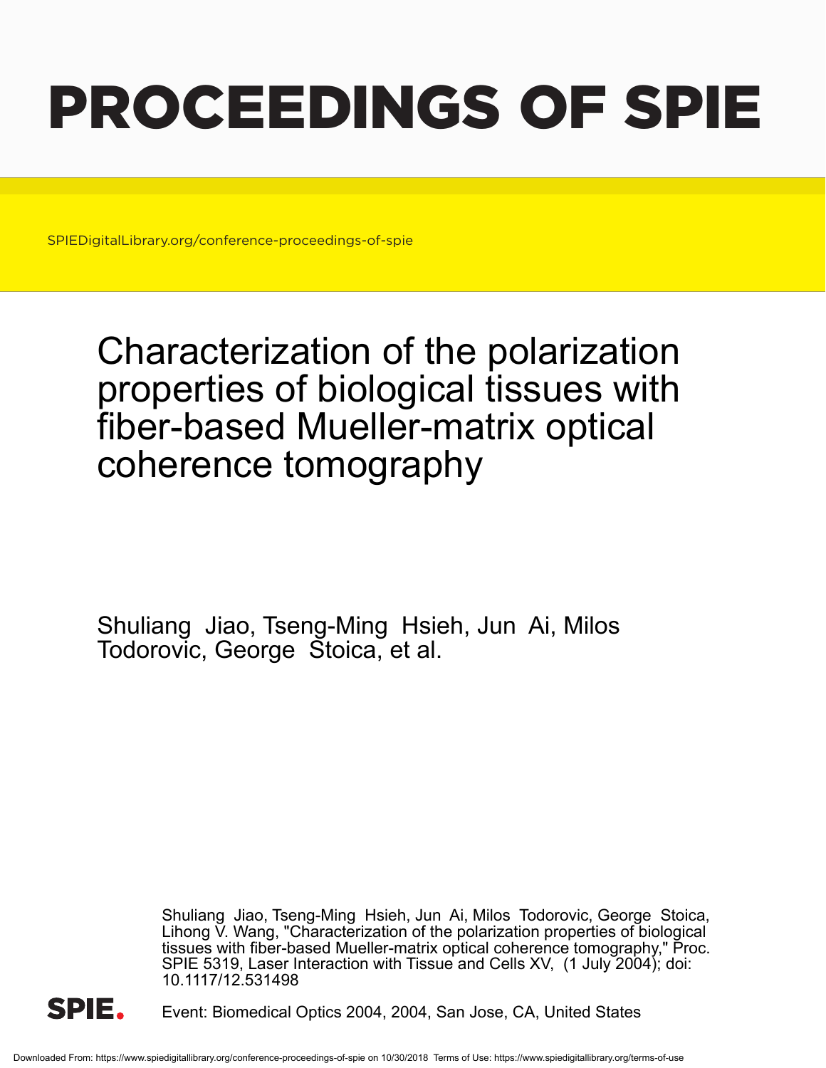# PROCEEDINGS OF SPIE

SPIEDigitalLibrary.org/conference-proceedings-of-spie

# Characterization of the polarization properties of biological tissues with fiber-based Mueller-matrix optical coherence tomography

Shuliang Jiao, Tseng-Ming Hsieh, Jun Ai, Milos Todorovic, George Stoica, et al.

Shuliang Jiao, Tseng-Ming Hsieh, Jun Ai, Milos Todorovic, George Stoica, Lihong V. Wang, "Characterization of the polarization properties of biological tissues with fiber-based Mueller-matrix optical coherence tomography," Proc. SPIE 5319, Laser Interaction with Tissue and Cells XV, (1 July 2004); doi: 10.1117/12.531498

Event: Biomedical Optics 2004, 2004, San Jose, CA, United States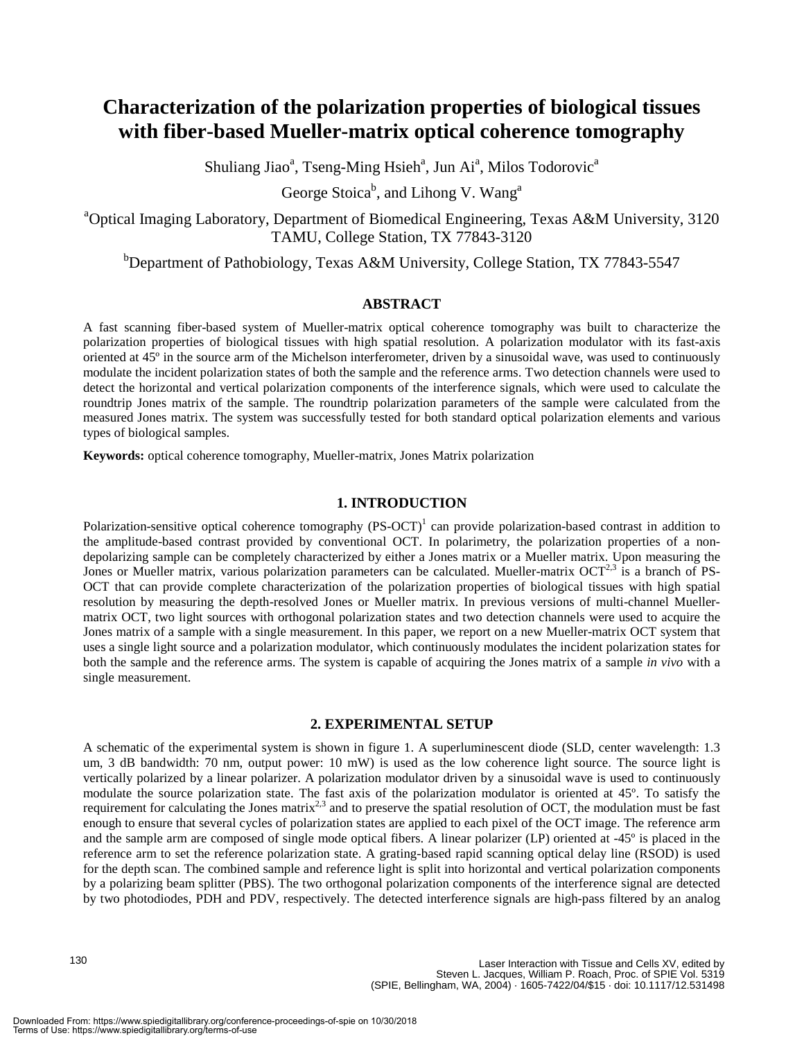# Characterization of the polarization properties of biological tissues with fiber-based Mueller-matrix optical coherence tomography

Shuliang Jiao[a], Tseng-Ming Hsieh[a], Jun Ai[a], Milos Todorovic[a]

George Stoica[b], and Lihong V. Wang[a]

[a]Optical Imaging Laboratory, Department of Biomedical Engineering, Texas A&M University, 3120 TAMU, College Station, TX 77843-3120

[b]Department of Pathobiology, Texas A&M University, College Station, TX 77843-5547

## ABSTRACT

A fast scanning fiber-based system of Mueller-matrix optical coherence tomography was built to characterize the polarization properties of biological tissues with high spatial resolution. A polarization modulator with its fast-axis oriented at 45º in the source arm of the Michelson interferometer, driven by a sinusoidal wave, was used to continuously modulate the incident polarization states of both the sample and the reference arms. Two detection channels were used to detect the horizontal and vertical polarization components of the interference signals, which were used to calculate the roundtrip Jones matrix of the sample. The roundtrip polarization parameters of the sample were calculated from the measured Jones matrix. The system was successfully tested for both standard optical polarization elements and various types of biological samples.

**Keywords:** optical coherence tomography, Mueller-matrix, Jones Matrix polarization

## 1. INTRODUCTION

Polarization-sensitive optical coherence tomography (PS-OCT)[1] can provide polarization-based contrast in addition to the amplitude-based contrast provided by conventional OCT. In polarimetry, the polarization properties of a non-depolarizing sample can be completely characterized by either a Jones matrix or a Mueller matrix. Upon measuring the Jones or Mueller matrix, various polarization parameters can be calculated. Mueller-matrix OCT[2,3] is a branch of PS-OCT that can provide complete characterization of the polarization properties of biological tissues with high spatial resolution by measuring the depth-resolved Jones or Mueller matrix. In previous versions of multi-channel Mueller-matrix OCT, two light sources with orthogonal polarization states and two detection channels were used to acquire the Jones matrix of a sample with a single measurement. In this paper, we report on a new Mueller-matrix OCT system that uses a single light source and a polarization modulator, which continuously modulates the incident polarization states for both the sample and the reference arms. The system is capable of acquiring the Jones matrix of a sample *in vivo* with a single measurement.

## 2. EXPERIMENTAL SETUP

A schematic of the experimental system is shown in figure 1. A superluminescent diode (SLD, center wavelength: 1.3 um, 3 dB bandwidth: 70 nm, output power: 10 mW) is used as the low coherence light source. The source light is vertically polarized by a linear polarizer. A polarization modulator driven by a sinusoidal wave is used to continuously modulate the source polarization state. The fast axis of the polarization modulator is oriented at 45º. To satisfy the requirement for calculating the Jones matrix[2,3] and to preserve the spatial resolution of OCT, the modulation must be fast enough to ensure that several cycles of polarization states are applied to each pixel of the OCT image. The reference arm and the sample arm are composed of single mode optical fibers. A linear polarizer (LP) oriented at -45º is placed in the reference arm to set the reference polarization state. A grating-based rapid scanning optical delay line (RSOD) is used for the depth scan. The combined sample and reference light is split into horizontal and vertical polarization components by a polarizing beam splitter (PBS). The two orthogonal polarization components of the interference signal are detected by two photodiodes, PDH and PDV, respectively. The detected interference signals are high-pass filtered by an analog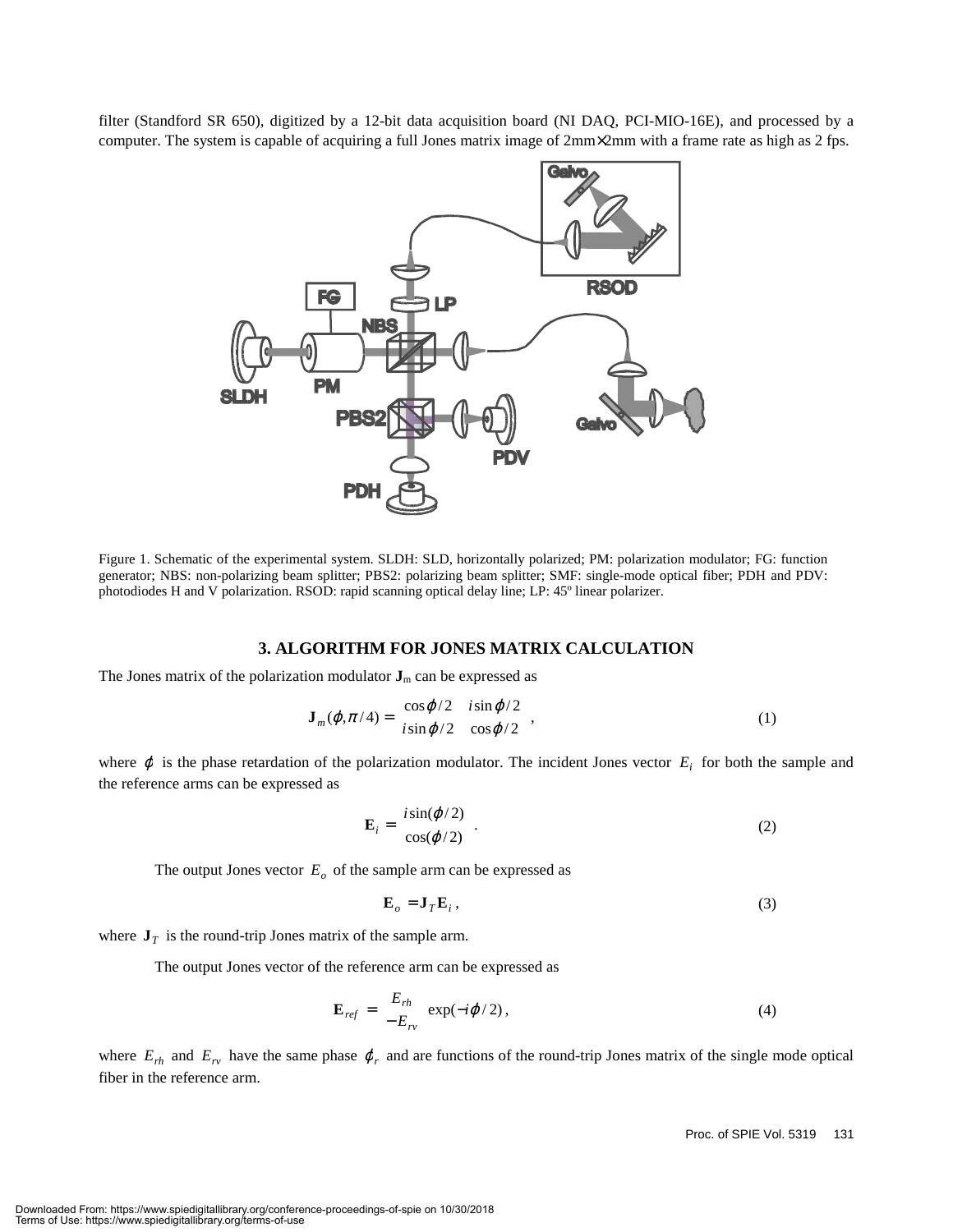filter (Standford SR 650), digitized by a 12-bit data acquisition board (NI DAQ, PCI-MIO-16E), and processed by a computer. The system is capable of acquiring a full Jones matrix image of 2mm×2mm with a frame rate as high as 2 fps.

Figure 1. Schematic of the experimental system. SLDH: SLD, horizontally polarized; PM: polarization modulator; FG: function generator; NBS: non-polarizing beam splitter; PBS2: polarizing beam splitter; SMF: single-mode optical fiber; PDH and PDV: photodiodes H and V polarization. RSOD: rapid scanning optical delay line; LP: 45º linear polarizer.

## 3. ALGORITHM FOR JONES MATRIX CALCULATION

The Jones matrix of the polarization modulator $\mathbf{J}_m$ can be expressed as

$$\mathbf{J}_m(\varphi,\pi/4) = \begin{bmatrix} \cos\varphi/2 & i\sin\varphi/2 \\ i\sin\varphi/2 & \cos\varphi/2 \end{bmatrix}, \tag{1}$$

where $\varphi$ is the phase retardation of the polarization modulator. The incident Jones vector $E_i$ for both the sample and the reference arms can be expressed as

$$\mathbf{E}_i = \begin{bmatrix} i\sin(\varphi/2) \\ \cos(\varphi/2) \end{bmatrix}. \tag{2}$$

The output Jones vector $E_o$ of the sample arm can be expressed as

$$\mathbf{E}_o = \mathbf{J}_T \mathbf{E}_i , \tag{3}$$

where $\mathbf{J}_T$ is the round-trip Jones matrix of the sample arm.

The output Jones vector of the reference arm can be expressed as

$$\mathbf{E}_{ref} = \begin{bmatrix} E_{rh} \\ -E_{rv} \end{bmatrix} \exp(-i\varphi/2), \tag{4}$$

where $E_{rh}$ and $E_{rv}$ have the same phase $\varphi_r$ and are functions of the round-trip Jones matrix of the single mode optical fiber in the reference arm.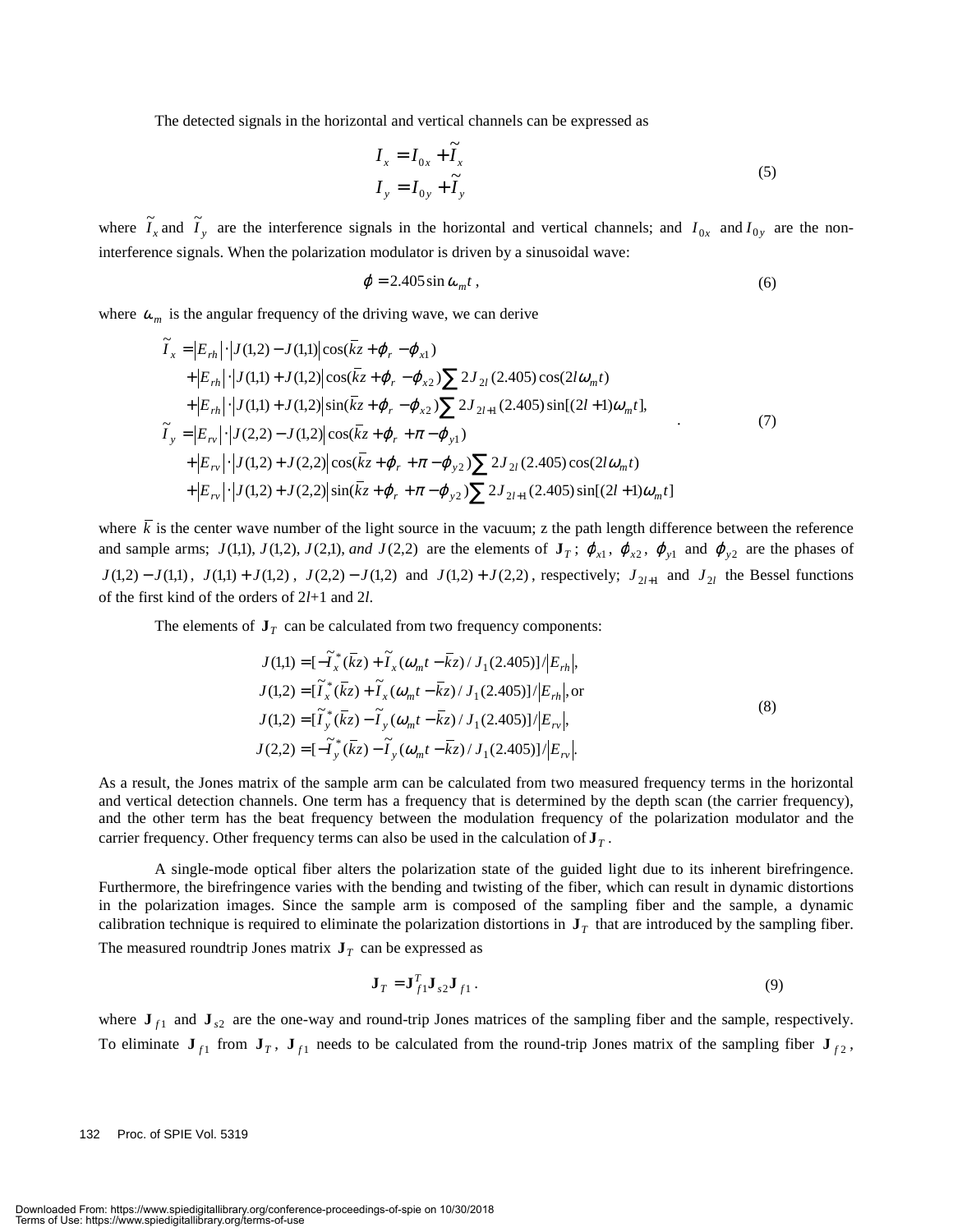The detected signals in the horizontal and vertical channels can be expressed as

$$
\begin{aligned}
I_x &= I_{0x} + \widetilde{I}_x \\
I_y &= I_{0y} + \widetilde{I}_y
\end{aligned} \tag{5}
$$

where $\widetilde{I}_x$ and $\widetilde{I}_y$ are the interference signals in the horizontal and vertical channels; and $I_{0x}$ and $I_{0y}$ are the non-interference signals. When the polarization modulator is driven by a sinusoidal wave:

$$
\varphi = 2.405 \sin \omega_m t \,, \tag{6}
$$

where $\omega_m$ is the angular frequency of the driving wave, we can derive

$$
\begin{aligned}
\widetilde{I}_x &= \left|E_{rh}\right| \cdot \left|J(1,2) - J(1,1)\right| \cos(\bar{k}z + \varphi_r - \varphi_{x1}) \\
&+ \left|E_{rh}\right| \cdot \left|J(1,1) + J(1,2)\right| \cos(\bar{k}z + \varphi_r - \varphi_{x2}) \sum 2J_{2l}(2.405)\cos(2l\omega_m t) \\
&+ \left|E_{rh}\right| \cdot \left|J(1,1) + J(1,2)\right| \sin(\bar{k}z + \varphi_r - \varphi_{x2}) \sum 2J_{2l+1}(2.405)\sin[(2l+1)\omega_m t], \\
\widetilde{I}_y &= \left|E_{rv}\right| \cdot \left|J(2,2) - J(1,2)\right| \cos(\bar{k}z + \varphi_r + \pi - \varphi_{y1}) \\
&+ \left|E_{rv}\right| \cdot \left|J(1,2) + J(2,2)\right| \cos(\bar{k}z + \varphi_r + \pi - \varphi_{y2}) \sum 2J_{2l}(2.405)\cos(2l\omega_m t) \\
&+ \left|E_{rv}\right| \cdot \left|J(1,2) + J(2,2)\right| \sin(\bar{k}z + \varphi_r + \pi - \varphi_{y2}) \sum 2J_{2l+1}(2.405)\sin[(2l+1)\omega_m t]
\end{aligned} \quad . \tag{7}
$$

where $\bar{k}$ is the center wave number of the light source in the vacuum; z the path length difference between the reference and sample arms; $J(1,1)$, $J(1,2)$, $J(2,1)$, *and* $J(2,2)$ are the elements of $\mathbf{J}_T$; $\varphi_{x1}$, $\varphi_{x2}$, $\varphi_{y1}$ and $\varphi_{y2}$ are the phases of $J(1,2) - J(1,1)$, $J(1,1) + J(1,2)$, $J(2,2) - J(1,2)$ and $J(1,2) + J(2,2)$, respectively; $J_{2l+1}$ and $J_{2l}$ the Bessel functions of the first kind of the orders of 2*l*+1 and 2*l*.

The elements of $\mathbf{J}_T$ can be calculated from two frequency components:

$$
\begin{aligned}
J(1,1) &= [-\widetilde{I}_x^*(\bar{k}z) + \widetilde{I}_x(\omega_m t - \bar{k}z)/J_1(2.405)]/\left|E_{rh}\right|, \\
J(1,2) &= [\widetilde{I}_x^*(\bar{k}z) + \widetilde{I}_x(\omega_m t - \bar{k}z)/J_1(2.405)]/\left|E_{rh}\right|, \text{or} \\
J(1,2) &= [\widetilde{I}_y^*(\bar{k}z) - \widetilde{I}_y(\omega_m t - \bar{k}z)/J_1(2.405)]/\left|E_{rv}\right|, \\
J(2,2) &= [-\widetilde{I}_y^*(\bar{k}z) - \widetilde{I}_y(\omega_m t - \bar{k}z)/J_1(2.405)]/\left|E_{rv}\right|.
\end{aligned} \tag{8}
$$

As a result, the Jones matrix of the sample arm can be calculated from two measured frequency terms in the horizontal and vertical detection channels. One term has a frequency that is determined by the depth scan (the carrier frequency), and the other term has the beat frequency between the modulation frequency of the polarization modulator and the carrier frequency. Other frequency terms can also be used in the calculation of $\mathbf{J}_T$.

A single-mode optical fiber alters the polarization state of the guided light due to its inherent birefringence. Furthermore, the birefringence varies with the bending and twisting of the fiber, which can result in dynamic distortions in the polarization images. Since the sample arm is composed of the sampling fiber and the sample, a dynamic calibration technique is required to eliminate the polarization distortions in $\mathbf{J}_T$ that are introduced by the sampling fiber. The measured roundtrip Jones matrix $\mathbf{J}_T$ can be expressed as

$$
\mathbf{J}_T = \mathbf{J}_{f1}^T \mathbf{J}_{s2} \mathbf{J}_{f1} \,. \tag{9}
$$

where $\mathbf{J}_{f1}$ and $\mathbf{J}_{s2}$ are the one-way and round-trip Jones matrices of the sampling fiber and the sample, respectively. To eliminate $\mathbf{J}_{f1}$ from $\mathbf{J}_T$, $\mathbf{J}_{f1}$ needs to be calculated from the round-trip Jones matrix of the sampling fiber $\mathbf{J}_{f2}$,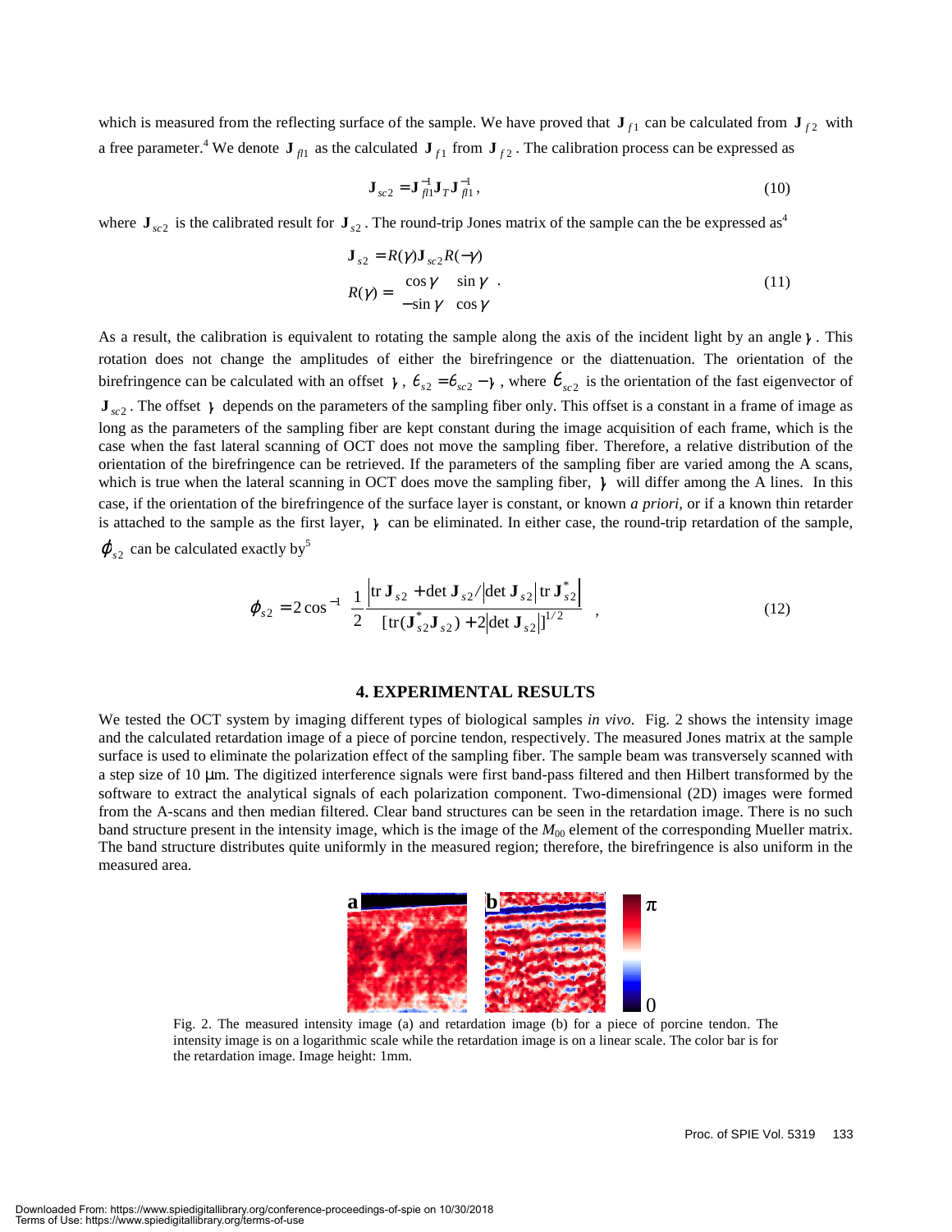which is measured from the reflecting surface of the sample. We have proved that $\mathbf{J}_{f1}$ can be calculated from $\mathbf{J}_{f2}$ with a free parameter.[4] We denote $\mathbf{J}_{fl1}$ as the calculated $\mathbf{J}_{f1}$ from $\mathbf{J}_{f2}$. The calibration process can be expressed as

$$\mathbf{J}_{sc2} = \mathbf{J}_{fl1}^{-1}\mathbf{J}_{T}\mathbf{J}_{fl1}^{-1}, \tag{10}$$

where $\mathbf{J}_{sc2}$ is the calibrated result for $\mathbf{J}_{s2}$. The round-trip Jones matrix of the sample can the be expressed as[4]

$$\begin{aligned} \mathbf{J}_{s2} &= R(\gamma)\mathbf{J}_{sc2}R(-\gamma) \\ R(\gamma) &= \begin{bmatrix} \cos\gamma & \sin\gamma \\ -\sin\gamma & \cos\gamma \end{bmatrix}. \end{aligned} \tag{11}$$

As a result, the calibration is equivalent to rotating the sample along the axis of the incident light by an angle $\gamma$. This rotation does not change the amplitudes of either the birefringence or the diattenuation. The orientation of the birefringence can be calculated with an offset $\gamma$, $\theta_{s2} = \theta_{sc2} - \gamma$, where $\theta_{sc2}$ is the orientation of the fast eigenvector of $\mathbf{J}_{sc2}$. The offset $\gamma$ depends on the parameters of the sampling fiber only. This offset is a constant in a frame of image as long as the parameters of the sampling fiber are kept constant during the image acquisition of each frame, which is the case when the fast lateral scanning of OCT does not move the sampling fiber. Therefore, a relative distribution of the orientation of the birefringence can be retrieved. If the parameters of the sampling fiber are varied among the A scans, which is true when the lateral scanning in OCT does move the sampling fiber, $\gamma$ will differ among the A lines. In this case, if the orientation of the birefringence of the surface layer is constant, or known *a priori*, or if a known thin retarder is attached to the sample as the first layer, $\gamma$ can be eliminated. In either case, the round-trip retardation of the sample, $\varphi_{s2}$ can be calculated exactly by[5]

$$\varphi_{s2} = 2\cos^{-1}\left\{\frac{1}{2}\frac{\left|\operatorname{tr}\mathbf{J}_{s2} + \det\mathbf{J}_{s2}/\left|\det\mathbf{J}_{s2}\right|\operatorname{tr}\mathbf{J}_{s2}^{*}\right|}{[\operatorname{tr}(\mathbf{J}_{s2}^{*}\mathbf{J}_{s2}) + 2\left|\det\mathbf{J}_{s2}\right|]^{1/2}}\right\}, \tag{12}$$

## 4. EXPERIMENTAL RESULTS

We tested the OCT system by imaging different types of biological samples *in vivo*. Fig. 2 shows the intensity image and the calculated retardation image of a piece of porcine tendon, respectively. The measured Jones matrix at the sample surface is used to eliminate the polarization effect of the sampling fiber. The sample beam was transversely scanned with a step size of 10 μm. The digitized interference signals were first band-pass filtered and then Hilbert transformed by the software to extract the analytical signals of each polarization component. Two-dimensional (2D) images were formed from the A-scans and then median filtered. Clear band structures can be seen in the retardation image. There is no such band structure present in the intensity image, which is the image of the $M_{00}$ element of the corresponding Mueller matrix. The band structure distributes quite uniformly in the measured region; therefore, the birefringence is also uniform in the measured area.

Fig. 2. The measured intensity image (a) and retardation image (b) for a piece of porcine tendon. The intensity image is on a logarithmic scale while the retardation image is on a linear scale. The color bar is for the retardation image. Image height: 1mm.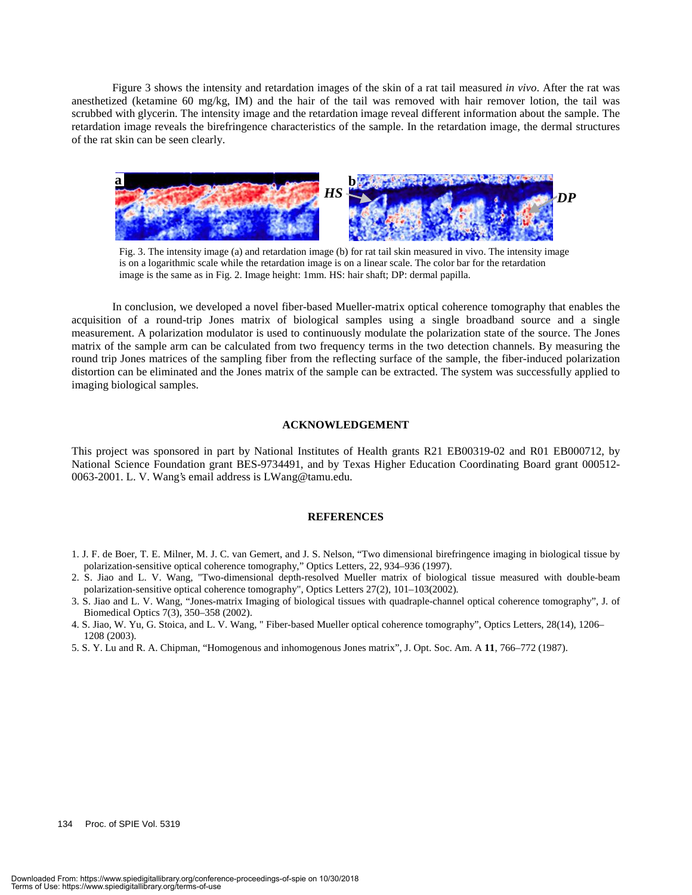Figure 3 shows the intensity and retardation images of the skin of a rat tail measured *in vivo*. After the rat was anesthetized (ketamine 60 mg/kg, IM) and the hair of the tail was removed with hair remover lotion, the tail was scrubbed with glycerin. The intensity image and the retardation image reveal different information about the sample. The retardation image reveals the birefringence characteristics of the sample. In the retardation image, the dermal structures of the rat skin can be seen clearly.

a

b

*HS*

*DP*

Fig. 3. The intensity image (a) and retardation image (b) for rat tail skin measured in vivo. The intensity image is on a logarithmic scale while the retardation image is on a linear scale. The color bar for the retardation image is the same as in Fig. 2. Image height: 1mm. HS: hair shaft; DP: dermal papilla.

In conclusion, we developed a novel fiber-based Mueller-matrix optical coherence tomography that enables the acquisition of a round-trip Jones matrix of biological samples using a single broadband source and a single measurement. A polarization modulator is used to continuously modulate the polarization state of the source. The Jones matrix of the sample arm can be calculated from two frequency terms in the two detection channels. By measuring the round trip Jones matrices of the sampling fiber from the reflecting surface of the sample, the fiber-induced polarization distortion can be eliminated and the Jones matrix of the sample can be extracted. The system was successfully applied to imaging biological samples.

## ACKNOWLEDGEMENT

This project was sponsored in part by National Institutes of Health grants R21 EB00319-02 and R01 EB000712, by National Science Foundation grant BES-9734491, and by Texas Higher Education Coordinating Board grant 000512-0063-2001. L. V. Wang's email address is LWang@tamu.edu.

## REFERENCES

1. J. F. de Boer, T. E. Milner, M. J. C. van Gemert, and J. S. Nelson, "Two dimensional birefringence imaging in biological tissue by polarization-sensitive optical coherence tomography," Optics Letters, 22, 934–936 (1997).
2. S. Jiao and L. V. Wang, "Two-dimensional depth-resolved Mueller matrix of biological tissue measured with double-beam polarization-sensitive optical coherence tomography", Optics Letters 27(2), 101–103(2002).
3. S. Jiao and L. V. Wang, "Jones-matrix Imaging of biological tissues with quadraple-channel optical coherence tomography", J. of Biomedical Optics 7(3), 350–358 (2002).
4. S. Jiao, W. Yu, G. Stoica, and L. V. Wang, " Fiber-based Mueller optical coherence tomography", Optics Letters, 28(14), 1206–1208 (2003).
5. S. Y. Lu and R. A. Chipman, "Homogenous and inhomogenous Jones matrix", J. Opt. Soc. Am. A **11**, 766–772 (1987).